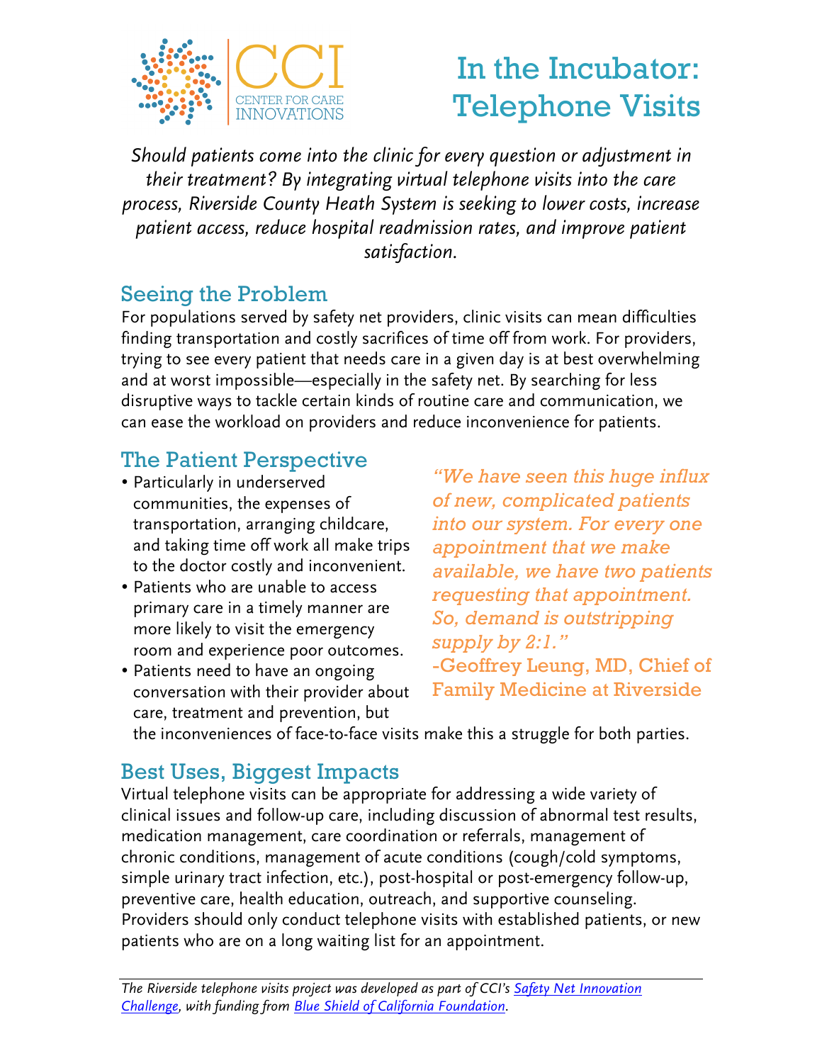CCI CENTER FOR CARE INNOVATIONS

# In the Incubator: Telephone Visits

*Should patients come into the clinic for every question or adjustment in their treatment? By integrating virtual telephone visits into the care process, Riverside County Heath System is seeking to lower costs, increase patient access, reduce hospital readmission rates, and improve patient satisfaction.*

## Seeing the Problem

For populations served by safety net providers, clinic visits can mean difficulties finding transportation and costly sacrifices of time off from work. For providers, trying to see every patient that needs care in a given day is at best overwhelming and at worst impossible—especially in the safety net. By searching for less disruptive ways to tackle certain kinds of routine care and communication, we can ease the workload on providers and reduce inconvenience for patients.

## The Patient Perspective

- Particularly in underserved communities, the expenses of transportation, arranging childcare, and taking time off work all make trips to the doctor costly and inconvenient.
- Patients who are unable to access primary care in a timely manner are more likely to visit the emergency room and experience poor outcomes.
- Patients need to have an ongoing conversation with their provider about care, treatment and prevention, but the inconveniences of face-to-face visits make this a struggle for both parties.

*"We have seen this huge influx of new, complicated patients into our system. For every one appointment that we make available, we have two patients requesting that appointment. So, demand is outstripping supply by 2:1."*
-Geoffrey Leung, MD, Chief of Family Medicine at Riverside

## Best Uses, Biggest Impacts

Virtual telephone visits can be appropriate for addressing a wide variety of clinical issues and follow-up care, including discussion of abnormal test results, medication management, care coordination or referrals, management of chronic conditions, management of acute conditions (cough/cold symptoms, simple urinary tract infection, etc.), post-hospital or post-emergency follow-up, preventive care, health education, outreach, and supportive counseling. Providers should only conduct telephone visits with established patients, or new patients who are on a long waiting list for an appointment.

---

*The Riverside telephone visits project was developed as part of CCI's [Safety Net Innovation Challenge](), with funding from [Blue Shield of California Foundation]().*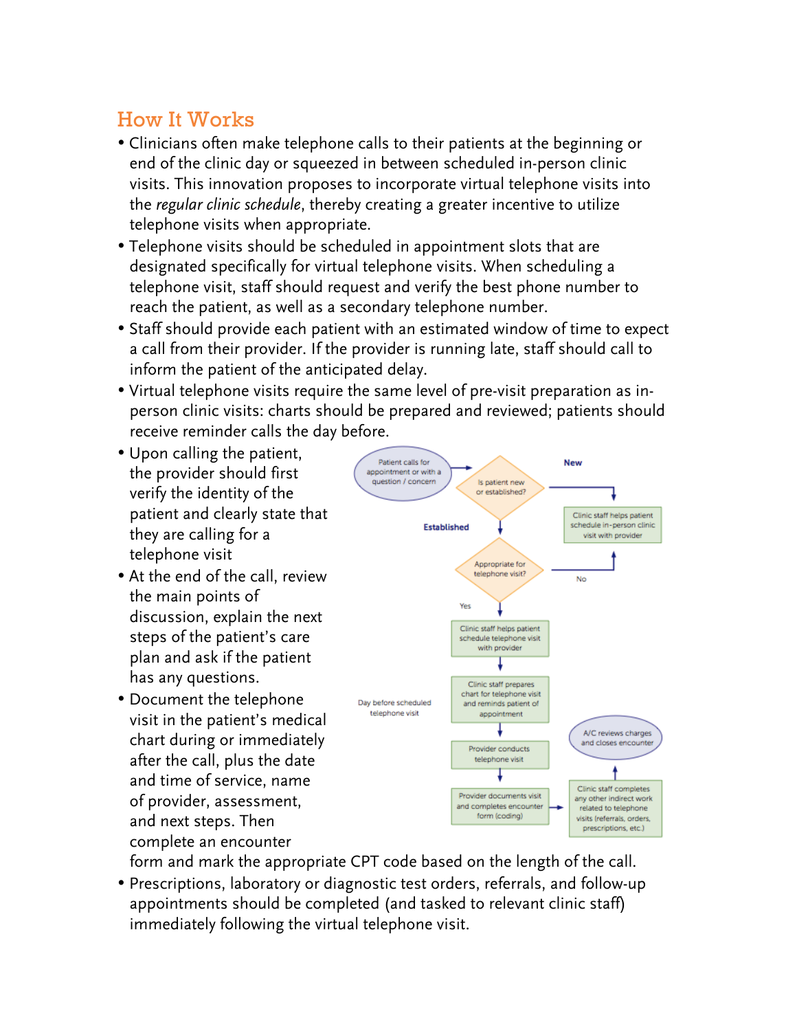## How It Works

- Clinicians often make telephone calls to their patients at the beginning or end of the clinic day or squeezed in between scheduled in-person clinic visits. This innovation proposes to incorporate virtual telephone visits into the *regular clinic schedule*, thereby creating a greater incentive to utilize telephone visits when appropriate.
- Telephone visits should be scheduled in appointment slots that are designated specifically for virtual telephone visits. When scheduling a telephone visit, staff should request and verify the best phone number to reach the patient, as well as a secondary telephone number.
- Staff should provide each patient with an estimated window of time to expect a call from their provider. If the provider is running late, staff should call to inform the patient of the anticipated delay.
- Virtual telephone visits require the same level of pre-visit preparation as in-person clinic visits: charts should be prepared and reviewed; patients should receive reminder calls the day before.
- Upon calling the patient, the provider should first verify the identity of the patient and clearly state that they are calling for a telephone visit
- At the end of the call, review the main points of discussion, explain the next steps of the patient's care plan and ask if the patient has any questions.
- Document the telephone visit in the patient's medical chart during or immediately after the call, plus the date and time of service, name of provider, assessment, and next steps. Then complete an encounter form and mark the appropriate CPT code based on the length of the call.
- Prescriptions, laboratory or diagnostic test orders, referrals, and follow-up appointments should be completed (and tasked to relevant clinic staff) immediately following the virtual telephone visit.

Patient calls for appointment or with a question / concern → Is patient new or established?

New → Clinic staff helps patient schedule in-person clinic visit with provider

Established → Appropriate for telephone visit?

No → Clinic staff helps patient schedule in-person clinic visit with provider

Yes → Clinic staff helps patient schedule telephone visit with provider → Clinic staff prepares chart for telephone visit and reminds patient of appointment (Day before scheduled telephone visit) → Provider conducts telephone visit → Provider documents visit and completes encounter form (coding) → Clinic staff completes any other indirect work related to telephone visits (referrals, orders, prescriptions, etc.) → A/C reviews charges and closes encounter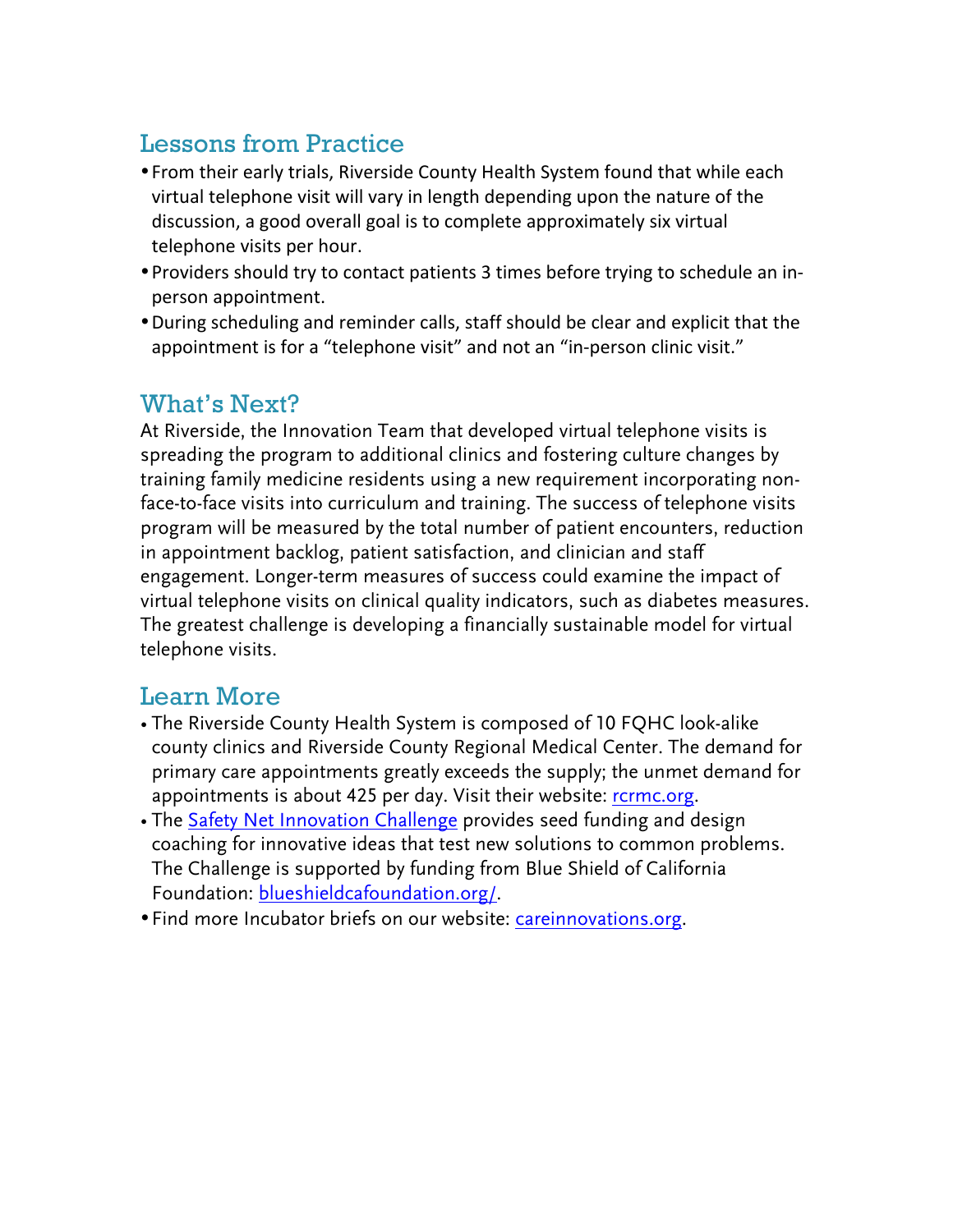## Lessons from Practice

- From their early trials, Riverside County Health System found that while each virtual telephone visit will vary in length depending upon the nature of the discussion, a good overall goal is to complete approximately six virtual telephone visits per hour.
- Providers should try to contact patients 3 times before trying to schedule an in-person appointment.
- During scheduling and reminder calls, staff should be clear and explicit that the appointment is for a "telephone visit" and not an "in-person clinic visit."

## What's Next?

At Riverside, the Innovation Team that developed virtual telephone visits is spreading the program to additional clinics and fostering culture changes by training family medicine residents using a new requirement incorporating non-face-to-face visits into curriculum and training. The success of telephone visits program will be measured by the total number of patient encounters, reduction in appointment backlog, patient satisfaction, and clinician and staff engagement. Longer-term measures of success could examine the impact of virtual telephone visits on clinical quality indicators, such as diabetes measures. The greatest challenge is developing a financially sustainable model for virtual telephone visits.

## Learn More

- The Riverside County Health System is composed of 10 FQHC look-alike county clinics and Riverside County Regional Medical Center. The demand for primary care appointments greatly exceeds the supply; the unmet demand for appointments is about 425 per day. Visit their website: rcrmc.org.
- The Safety Net Innovation Challenge provides seed funding and design coaching for innovative ideas that test new solutions to common problems. The Challenge is supported by funding from Blue Shield of California Foundation: blueshieldcafoundation.org/.
- Find more Incubator briefs on our website: careinnovations.org.